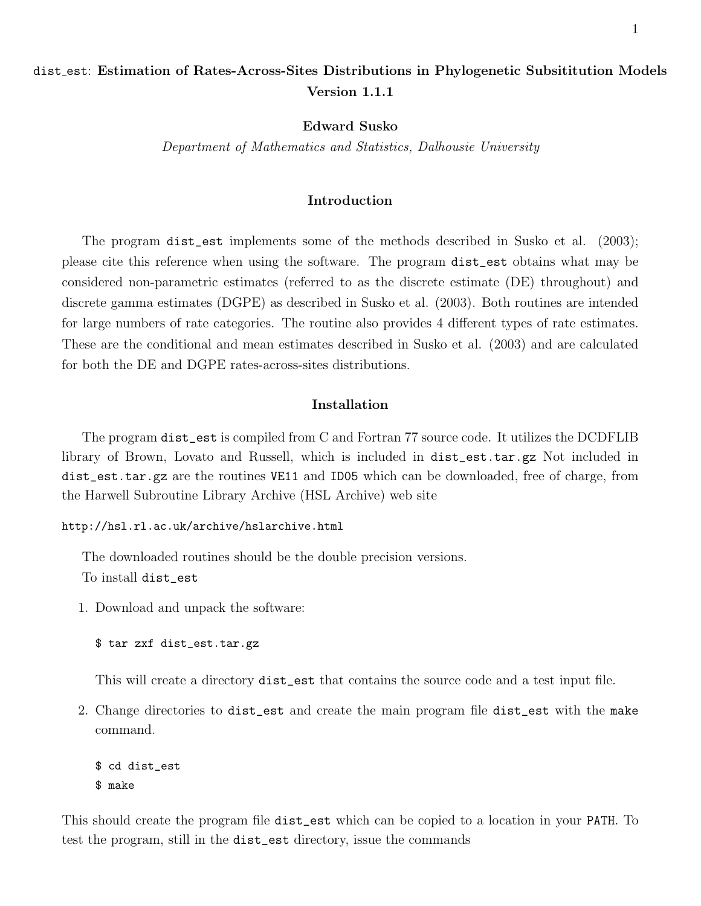# `dist_est`: Estimation of Rates-Across-Sites Distributions in Phylogenetic Subsititution Models Version 1.1.1

**Edward Susko**

*Department of Mathematics and Statistics, Dalhousie University*

## Introduction

The program `dist_est` implements some of the methods described in Susko et al. (2003); please cite this reference when using the software. The program `dist_est` obtains what may be considered non-parametric estimates (referred to as the discrete estimate (DE) throughout) and discrete gamma estimates (DGPE) as described in Susko et al. (2003). Both routines are intended for large numbers of rate categories. The routine also provides 4 different types of rate estimates. These are the conditional and mean estimates described in Susko et al. (2003) and are calculated for both the DE and DGPE rates-across-sites distributions.

## Installation

The program `dist_est` is compiled from C and Fortran 77 source code. It utilizes the DCDFLIB library of Brown, Lovato and Russell, which is included in `dist_est.tar.gz` Not included in `dist_est.tar.gz` are the routines `VE11` and `ID05` which can be downloaded, free of charge, from the Harwell Subroutine Library Archive (HSL Archive) web site

`http://hsl.rl.ac.uk/archive/hslarchive.html`

The downloaded routines should be the double precision versions.

To install `dist_est`

1. Download and unpack the software:

   ```
   $ tar zxf dist_est.tar.gz
   ```

   This will create a directory `dist_est` that contains the source code and a test input file.

2. Change directories to `dist_est` and create the main program file `dist_est` with the `make` command.

   ```
   $ cd dist_est
   $ make
   ```

This should create the program file `dist_est` which can be copied to a location in your `PATH`. To test the program, still in the `dist_est` directory, issue the commands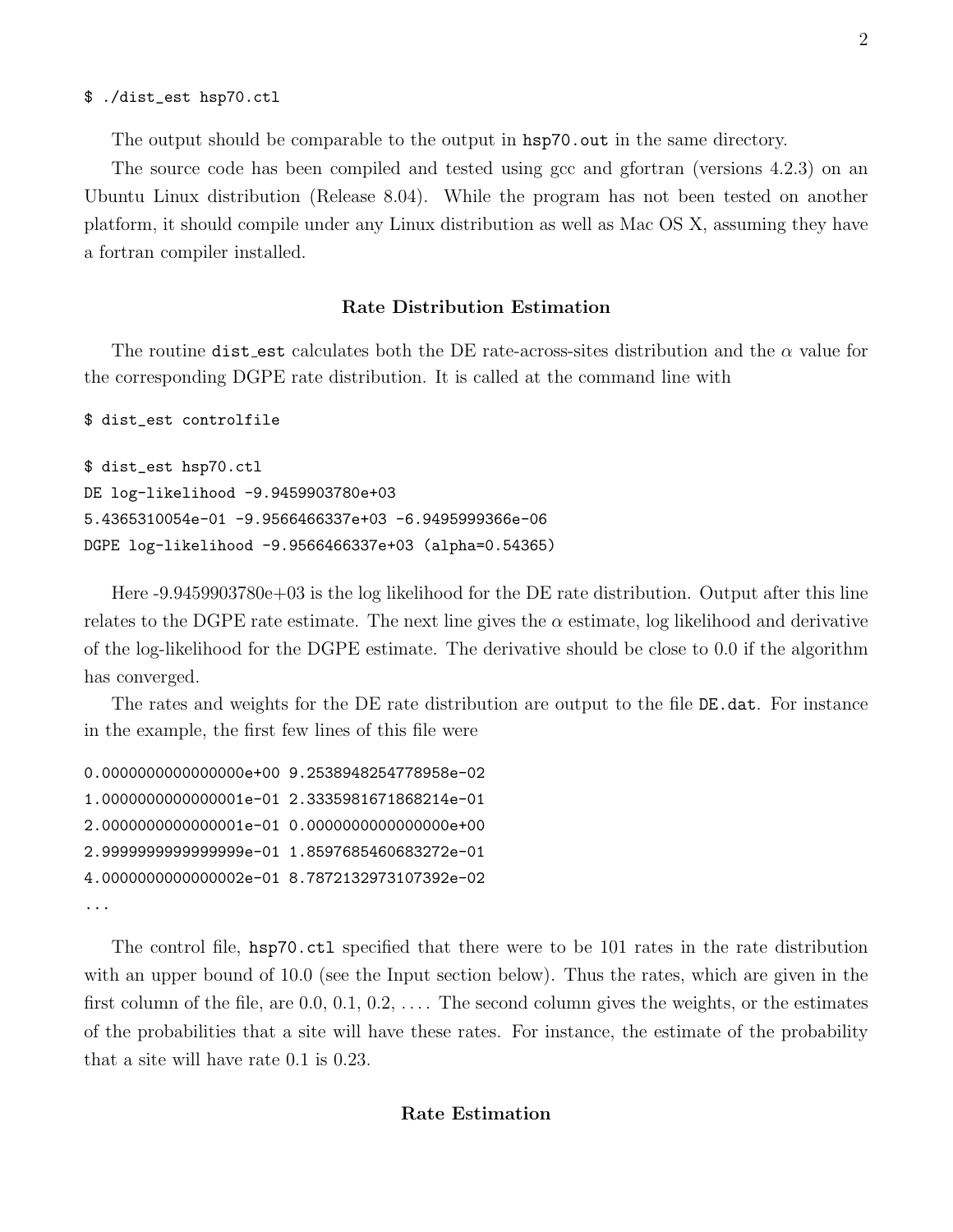```
$ ./dist_est hsp70.ctl
```

The output should be comparable to the output in `hsp70.out` in the same directory.

The source code has been compiled and tested using gcc and gfortran (versions 4.2.3) on an Ubuntu Linux distribution (Release 8.04). While the program has not been tested on another platform, it should compile under any Linux distribution as well as Mac OS X, assuming they have a fortran compiler installed.

## Rate Distribution Estimation

The routine `dist_est` calculates both the DE rate-across-sites distribution and the $\alpha$ value for the corresponding DGPE rate distribution. It is called at the command line with

```
$ dist_est controlfile
```

```
$ dist_est hsp70.ctl
DE log-likelihood -9.9459903780e+03
5.4365310054e-01 -9.9566466337e+03 -6.9495999366e-06
DGPE log-likelihood -9.9566466337e+03 (alpha=0.54365)
```

Here -9.9459903780e+03 is the log likelihood for the DE rate distribution. Output after this line relates to the DGPE rate estimate. The next line gives the $\alpha$ estimate, log likelihood and derivative of the log-likelihood for the DGPE estimate. The derivative should be close to 0.0 if the algorithm has converged.

The rates and weights for the DE rate distribution are output to the file `DE.dat`. For instance in the example, the first few lines of this file were

```
0.0000000000000000e+00 9.2538948254778958e-02
1.0000000000000001e-01 2.3335981671868214e-01
2.0000000000000001e-01 0.0000000000000000e+00
2.9999999999999999e-01 1.8597685460683272e-01
4.0000000000000002e-01 8.7872132973107392e-02
...
```

The control file, `hsp70.ctl` specified that there were to be 101 rates in the rate distribution with an upper bound of 10.0 (see the Input section below). Thus the rates, which are given in the first column of the file, are 0.0, 0.1, 0.2, .... The second column gives the weights, or the estimates of the probabilities that a site will have these rates. For instance, the estimate of the probability that a site will have rate 0.1 is 0.23.

## Rate Estimation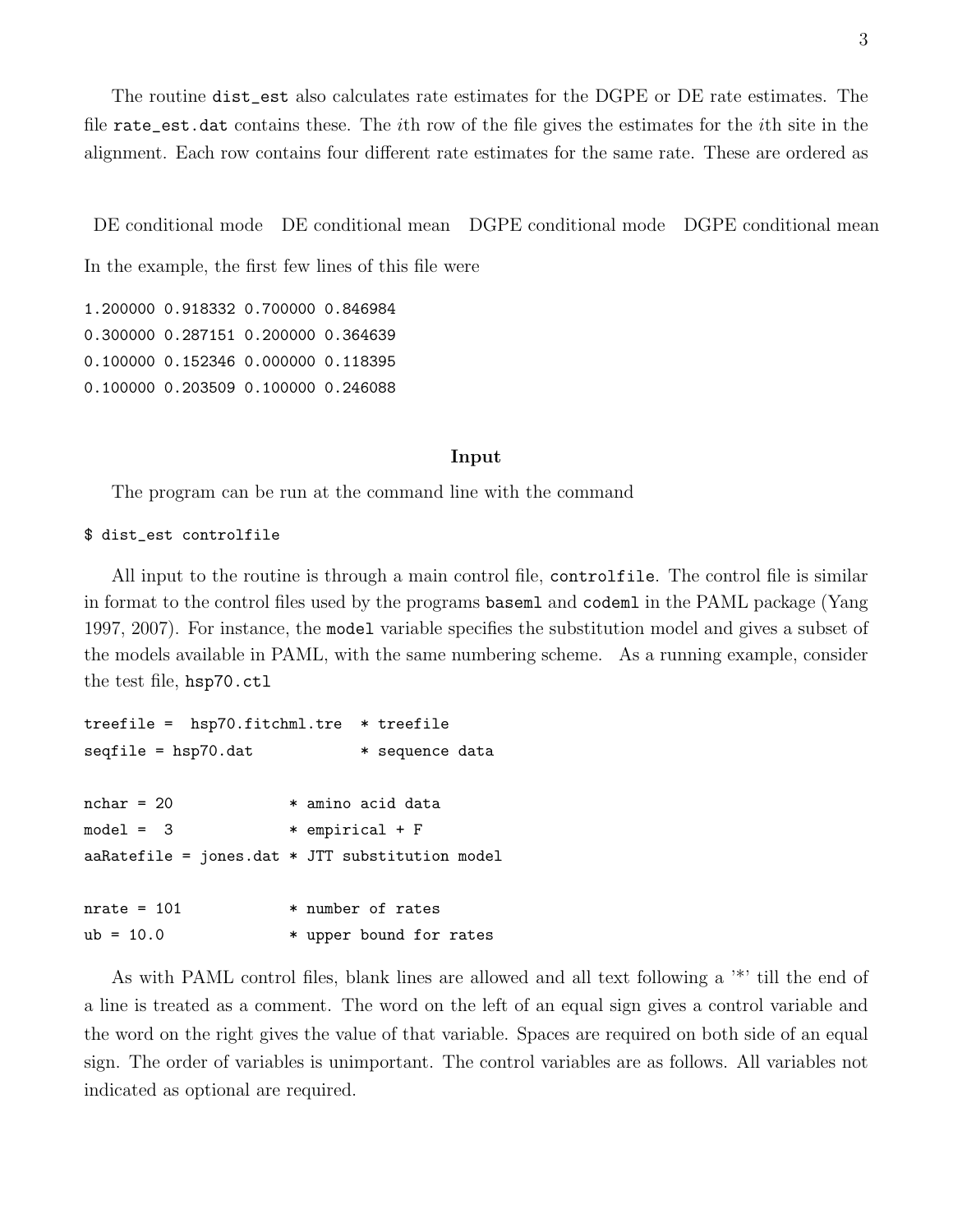The routine `dist_est` also calculates rate estimates for the DGPE or DE rate estimates. The file `rate_est.dat` contains these. The $i$th row of the file gives the estimates for the $i$th site in the alignment. Each row contains four different rate estimates for the same rate. These are ordered as

DE conditional mode    DE conditional mean    DGPE conditional mode    DGPE conditional mean

In the example, the first few lines of this file were

```
1.200000 0.918332 0.700000 0.846984
0.300000 0.287151 0.200000 0.364639
0.100000 0.152346 0.000000 0.118395
0.100000 0.203509 0.100000 0.246088
```

### Input

The program can be run at the command line with the command

```
$ dist_est controlfile
```

All input to the routine is through a main control file, `controlfile`. The control file is similar in format to the control files used by the programs `baseml` and `codeml` in the PAML package (Yang 1997, 2007). For instance, the `model` variable specifies the substitution model and gives a subset of the models available in PAML, with the same numbering scheme. As a running example, consider the test file, `hsp70.ctl`

```
treefile =  hsp70.fitchml.tre  * treefile
seqfile = hsp70.dat            * sequence data

nchar = 20            * amino acid data
model =  3            * empirical + F
aaRatefile = jones.dat * JTT substitution model

nrate = 101           * number of rates
ub = 10.0             * upper bound for rates
```

As with PAML control files, blank lines are allowed and all text following a '*' till the end of a line is treated as a comment. The word on the left of an equal sign gives a control variable and the word on the right gives the value of that variable. Spaces are required on both side of an equal sign. The order of variables is unimportant. The control variables are as follows. All variables not indicated as optional are required.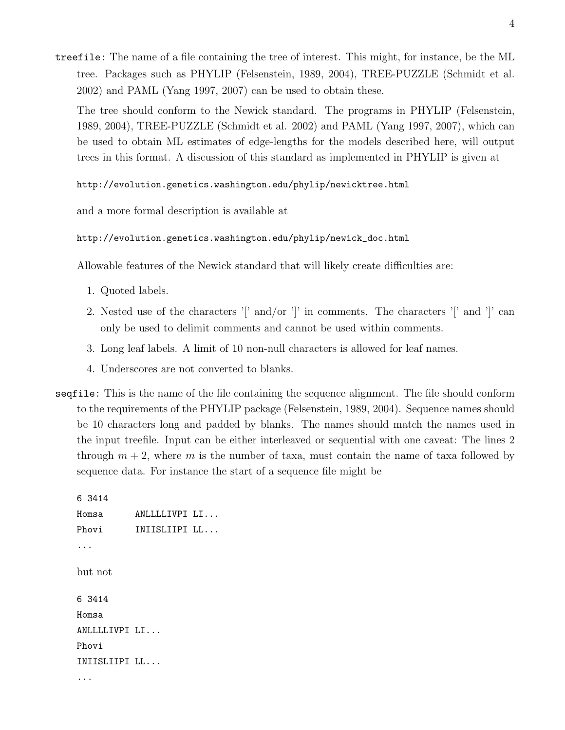`treefile`: The name of a file containing the tree of interest. This might, for instance, be the ML tree. Packages such as PHYLIP (Felsenstein, 1989, 2004), TREE-PUZZLE (Schmidt et al. 2002) and PAML (Yang 1997, 2007) can be used to obtain these.

The tree should conform to the Newick standard. The programs in PHYLIP (Felsenstein, 1989, 2004), TREE-PUZZLE (Schmidt et al. 2002) and PAML (Yang 1997, 2007), which can be used to obtain ML estimates of edge-lengths for the models described here, will output trees in this format. A discussion of this standard as implemented in PHYLIP is given at

`http://evolution.genetics.washington.edu/phylip/newicktree.html`

and a more formal description is available at

`http://evolution.genetics.washington.edu/phylip/newick_doc.html`

Allowable features of the Newick standard that will likely create difficulties are:

1. Quoted labels.
2. Nested use of the characters '[' and/or ']' in comments. The characters '[' and ']' can only be used to delimit comments and cannot be used within comments.
3. Long leaf labels. A limit of 10 non-null characters is allowed for leaf names.
4. Underscores are not converted to blanks.

`seqfile`: This is the name of the file containing the sequence alignment. The file should conform to the requirements of the PHYLIP package (Felsenstein, 1989, 2004). Sequence names should be 10 characters long and padded by blanks. The names should match the names used in the input treefile. Input can be either interleaved or sequential with one caveat: The lines 2 through $m + 2$, where $m$ is the number of taxa, must contain the name of taxa followed by sequence data. For instance the start of a sequence file might be

```
6 3414
Homsa     ANLLLLIVPI LI...
Phovi     INIISLIIPI LL...
...
```

but not

```
6 3414
Homsa
ANLLLLIVPI LI...
Phovi
INIISLIIPI LL...
...
```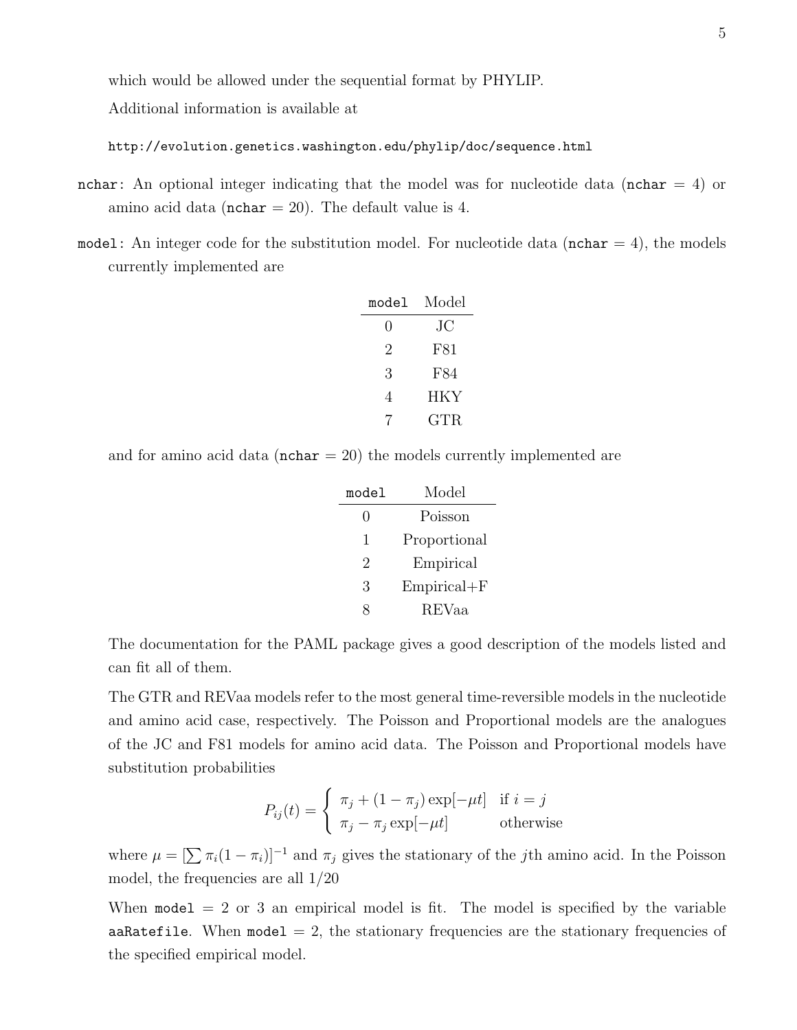which would be allowed under the sequential format by PHYLIP.

Additional information is available at

```
http://evolution.genetics.washington.edu/phylip/doc/sequence.html
```

`nchar`: An optional integer indicating that the model was for nucleotide data (`nchar` = 4) or amino acid data (`nchar` = 20). The default value is 4.

`model`: An integer code for the substitution model. For nucleotide data (`nchar` = 4), the models currently implemented are

| `model` | Model |
|---|---|
| 0 | JC |
| 2 | F81 |
| 3 | F84 |
| 4 | HKY |
| 7 | GTR |

and for amino acid data (`nchar` = 20) the models currently implemented are

| `model` | Model |
|---|---|
| 0 | Poisson |
| 1 | Proportional |
| 2 | Empirical |
| 3 | Empirical+F |
| 8 | REVaa |

The documentation for the PAML package gives a good description of the models listed and can fit all of them.

The GTR and REVaa models refer to the most general time-reversible models in the nucleotide and amino acid case, respectively. The Poisson and Proportional models are the analogues of the JC and F81 models for amino acid data. The Poisson and Proportional models have substitution probabilities

$$P_{ij}(t) = \begin{cases} \pi_j + (1 - \pi_j)\exp[-\mu t] & \text{if } i = j \\ \pi_j - \pi_j \exp[-\mu t] & \text{otherwise} \end{cases}$$

where $\mu = [\sum \pi_i(1 - \pi_i)]^{-1}$ and $\pi_j$ gives the stationary of the $j$th amino acid. In the Poisson model, the frequencies are all 1/20

When `model` = 2 or 3 an empirical model is fit. The model is specified by the variable `aaRatefile`. When `model` = 2, the stationary frequencies are the stationary frequencies of the specified empirical model.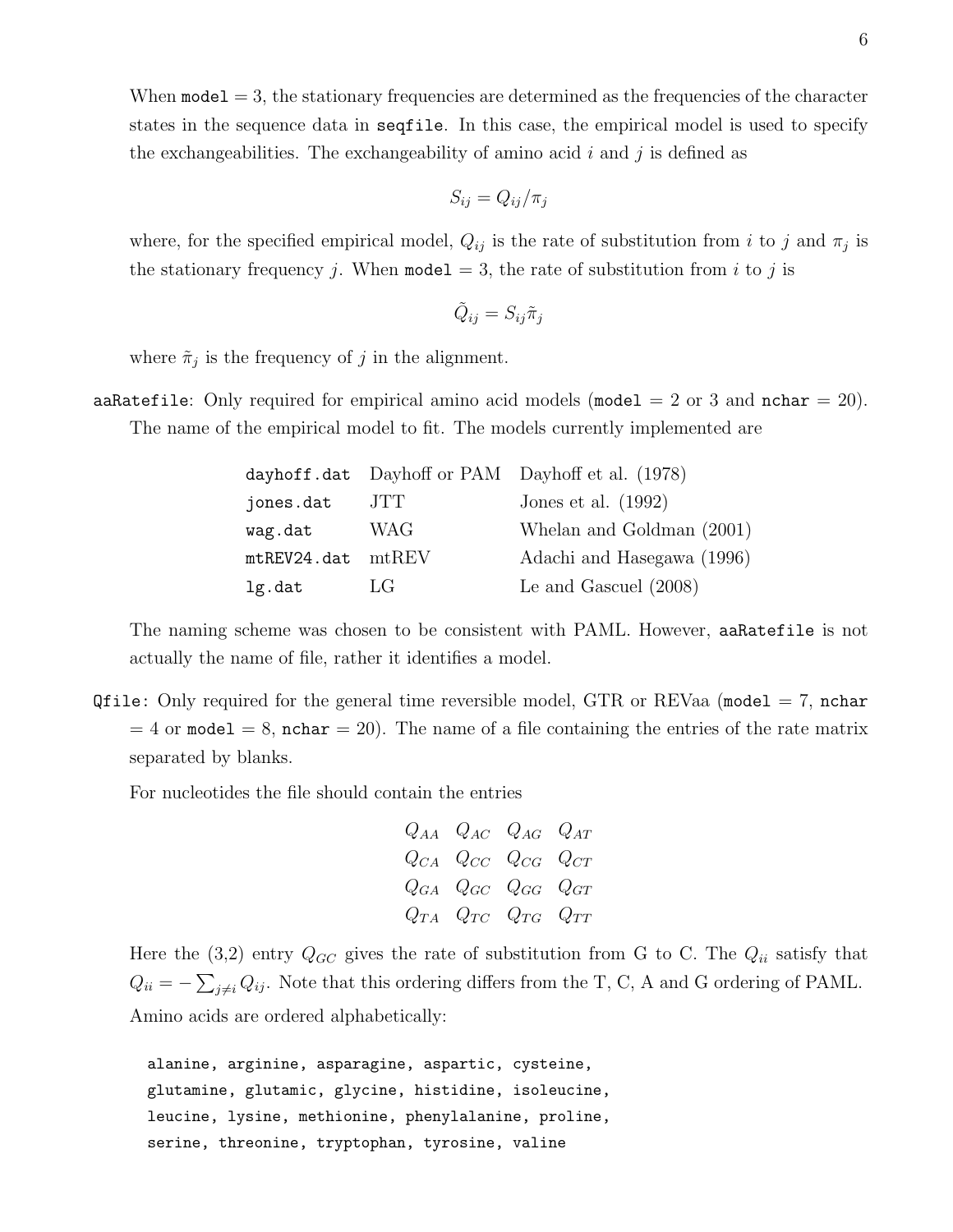When `model` = 3, the stationary frequencies are determined as the frequencies of the character states in the sequence data in `seqfile`. In this case, the empirical model is used to specify the exchangeabilities. The exchangeability of amino acid $i$ and $j$ is defined as

$$S_{ij} = Q_{ij}/\pi_j$$

where, for the specified empirical model, $Q_{ij}$ is the rate of substitution from $i$ to $j$ and $\pi_j$ is the stationary frequency $j$. When `model` = 3, the rate of substitution from $i$ to $j$ is

$$\tilde{Q}_{ij} = S_{ij}\tilde{\pi}_j$$

where $\tilde{\pi}_j$ is the frequency of $j$ in the alignment.

`aaRatefile`: Only required for empirical amino acid models (`model` = 2 or 3 and `nchar` = 20). The name of the empirical model to fit. The models currently implemented are

| | | |
|---|---|---|
| `dayhoff.dat` | Dayhoff or PAM | Dayhoff et al. (1978) |
| `jones.dat` | JTT | Jones et al. (1992) |
| `wag.dat` | WAG | Whelan and Goldman (2001) |
| `mtREV24.dat` | mtREV | Adachi and Hasegawa (1996) |
| `lg.dat` | LG | Le and Gascuel (2008) |

The naming scheme was chosen to be consistent with PAML. However, `aaRatefile` is not actually the name of file, rather it identifies a model.

`Qfile`: Only required for the general time reversible model, GTR or REVaa (`model` = 7, `nchar` = 4 or `model` = 8, `nchar` = 20). The name of a file containing the entries of the rate matrix separated by blanks.

For nucleotides the file should contain the entries

$$\begin{matrix} Q_{AA} & Q_{AC} & Q_{AG} & Q_{AT} \\ Q_{CA} & Q_{CC} & Q_{CG} & Q_{CT} \\ Q_{GA} & Q_{GC} & Q_{GG} & Q_{GT} \\ Q_{TA} & Q_{TC} & Q_{TG} & Q_{TT} \end{matrix}$$

Here the (3,2) entry $Q_{GC}$ gives the rate of substitution from G to C. The $Q_{ii}$ satisfy that $Q_{ii} = -\sum_{j \neq i} Q_{ij}$. Note that this ordering differs from the T, C, A and G ordering of PAML.

Amino acids are ordered alphabetically:

```
alanine, arginine, asparagine, aspartic, cysteine,
glutamine, glutamic, glycine, histidine, isoleucine,
leucine, lysine, methionine, phenylalanine, proline,
serine, threonine, tryptophan, tyrosine, valine
```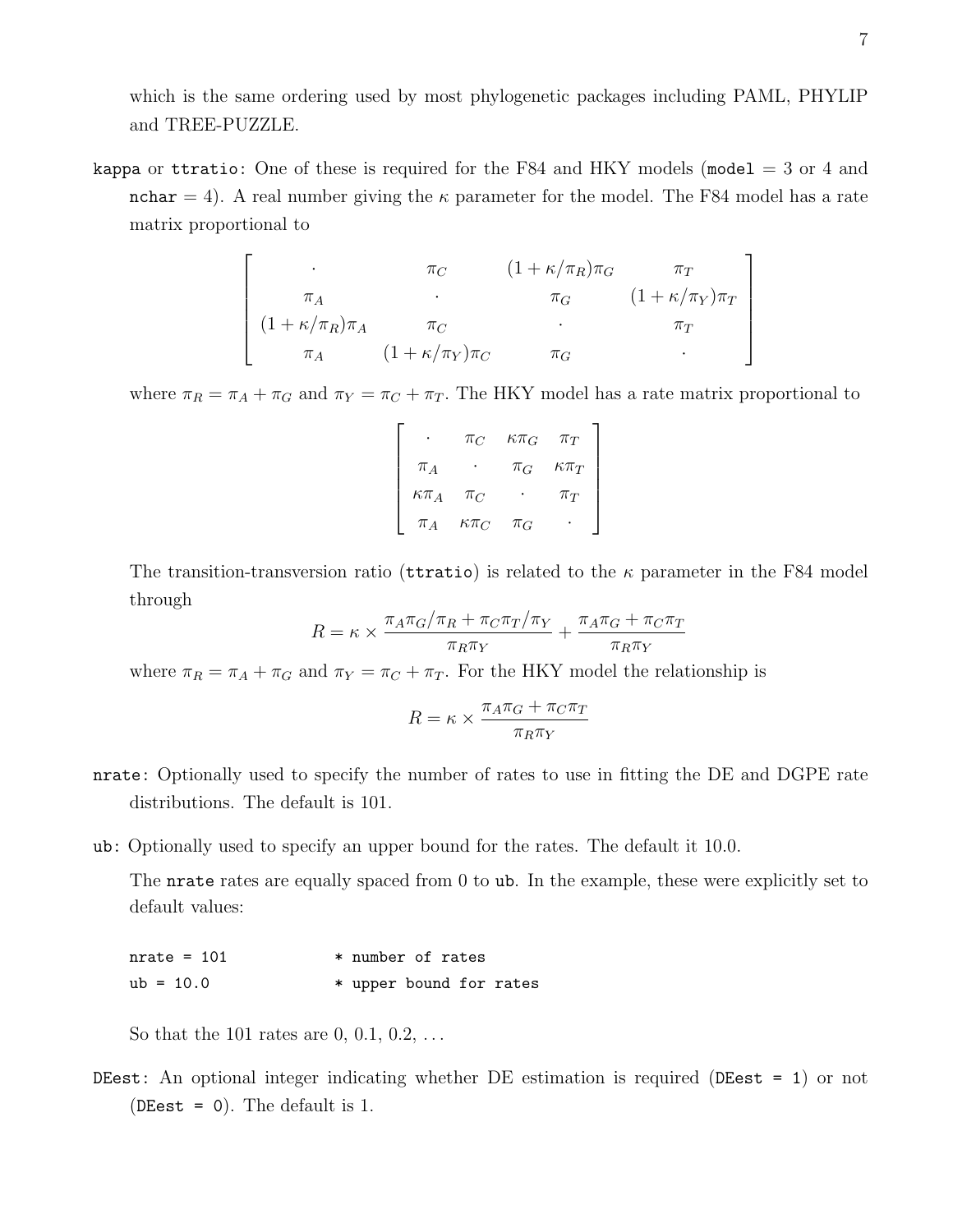which is the same ordering used by most phylogenetic packages including PAML, PHYLIP and TREE-PUZZLE.

`kappa` or `ttratio`: One of these is required for the F84 and HKY models (`model` $= 3$ or $4$ and `nchar` $= 4$). A real number giving the $\kappa$ parameter for the model. The F84 model has a rate matrix proportional to

$$\begin{bmatrix} \cdot & \pi_C & (1+\kappa/\pi_R)\pi_G & \pi_T \\ \pi_A & \cdot & \pi_G & (1+\kappa/\pi_Y)\pi_T \\ (1+\kappa/\pi_R)\pi_A & \pi_C & \cdot & \pi_T \\ \pi_A & (1+\kappa/\pi_Y)\pi_C & \pi_G & \cdot \end{bmatrix}$$

where $\pi_R = \pi_A + \pi_G$ and $\pi_Y = \pi_C + \pi_T$. The HKY model has a rate matrix proportional to

$$\begin{bmatrix} \cdot & \pi_C & \kappa\pi_G & \pi_T \\ \pi_A & \cdot & \pi_G & \kappa\pi_T \\ \kappa\pi_A & \pi_C & \cdot & \pi_T \\ \pi_A & \kappa\pi_C & \pi_G & \cdot \end{bmatrix}$$

The transition-transversion ratio (`ttratio`) is related to the $\kappa$ parameter in the F84 model through

$$R = \kappa \times \frac{\pi_A\pi_G/\pi_R + \pi_C\pi_T/\pi_Y}{\pi_R\pi_Y} + \frac{\pi_A\pi_G + \pi_C\pi_T}{\pi_R\pi_Y}$$

where $\pi_R = \pi_A + \pi_G$ and $\pi_Y = \pi_C + \pi_T$. For the HKY model the relationship is

$$R = \kappa \times \frac{\pi_A\pi_G + \pi_C\pi_T}{\pi_R\pi_Y}$$

`nrate`: Optionally used to specify the number of rates to use in fitting the DE and DGPE rate distributions. The default is 101.

`ub`: Optionally used to specify an upper bound for the rates. The default it 10.0.

The `nrate` rates are equally spaced from 0 to `ub`. In the example, these were explicitly set to default values:

```
nrate = 101           * number of rates
ub = 10.0             * upper bound for rates
```

So that the 101 rates are 0, 0.1, 0.2, ...

`DEest`: An optional integer indicating whether DE estimation is required (`DEest = 1`) or not (`DEest = 0`). The default is 1.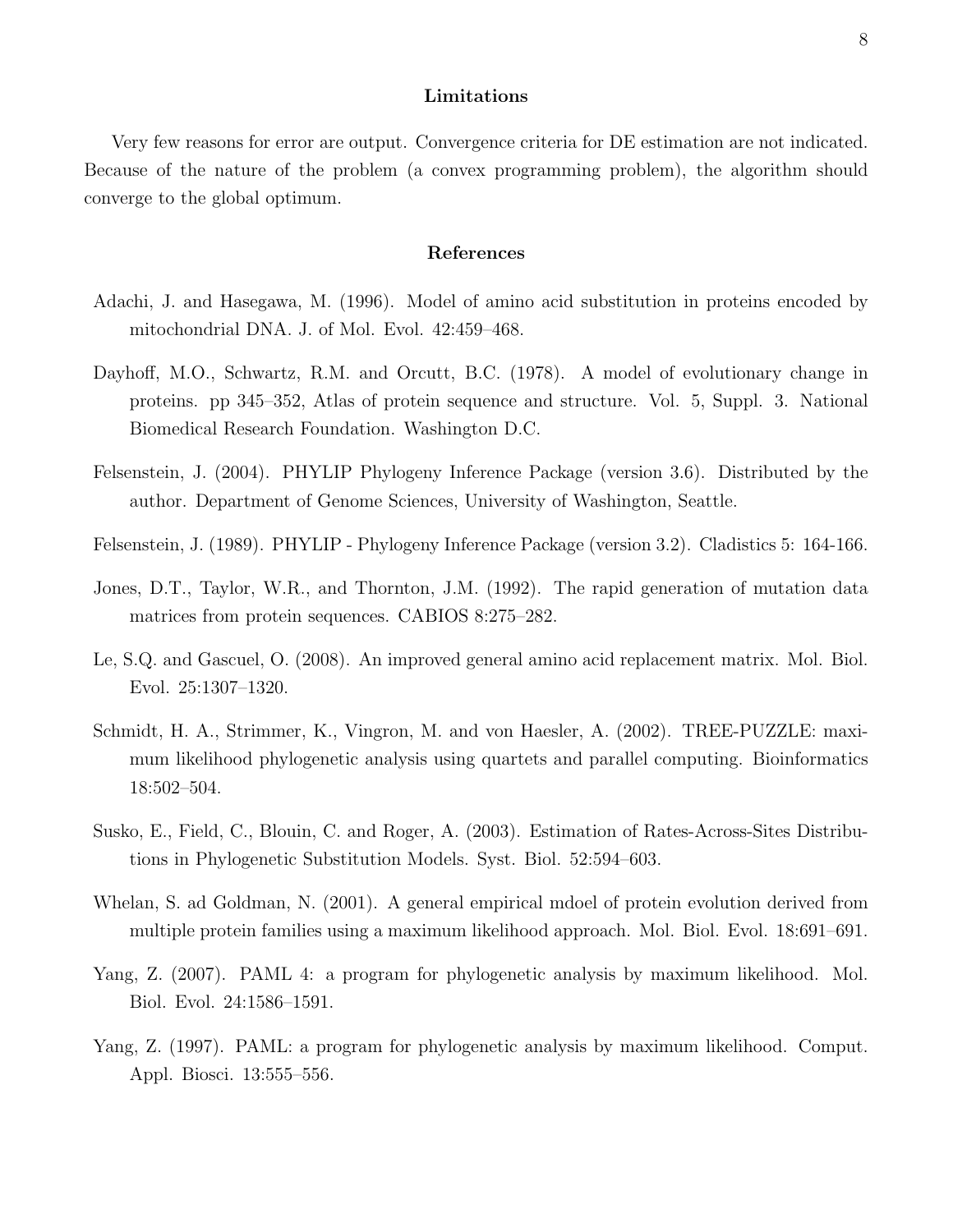## Limitations

Very few reasons for error are output. Convergence criteria for DE estimation are not indicated. Because of the nature of the problem (a convex programming problem), the algorithm should converge to the global optimum.

## References

Adachi, J. and Hasegawa, M. (1996). Model of amino acid substitution in proteins encoded by mitochondrial DNA. J. of Mol. Evol. 42:459–468.

Dayhoff, M.O., Schwartz, R.M. and Orcutt, B.C. (1978). A model of evolutionary change in proteins. pp 345–352, Atlas of protein sequence and structure. Vol. 5, Suppl. 3. National Biomedical Research Foundation. Washington D.C.

Felsenstein, J. (2004). PHYLIP Phylogeny Inference Package (version 3.6). Distributed by the author. Department of Genome Sciences, University of Washington, Seattle.

Felsenstein, J. (1989). PHYLIP - Phylogeny Inference Package (version 3.2). Cladistics 5: 164-166.

Jones, D.T., Taylor, W.R., and Thornton, J.M. (1992). The rapid generation of mutation data matrices from protein sequences. CABIOS 8:275–282.

Le, S.Q. and Gascuel, O. (2008). An improved general amino acid replacement matrix. Mol. Biol. Evol. 25:1307–1320.

Schmidt, H. A., Strimmer, K., Vingron, M. and von Haesler, A. (2002). TREE-PUZZLE: maximum likelihood phylogenetic analysis using quartets and parallel computing. Bioinformatics 18:502–504.

Susko, E., Field, C., Blouin, C. and Roger, A. (2003). Estimation of Rates-Across-Sites Distributions in Phylogenetic Substitution Models. Syst. Biol. 52:594–603.

Whelan, S. ad Goldman, N. (2001). A general empirical mdoel of protein evolution derived from multiple protein families using a maximum likelihood approach. Mol. Biol. Evol. 18:691–691.

Yang, Z. (2007). PAML 4: a program for phylogenetic analysis by maximum likelihood. Mol. Biol. Evol. 24:1586–1591.

Yang, Z. (1997). PAML: a program for phylogenetic analysis by maximum likelihood. Comput. Appl. Biosci. 13:555–556.